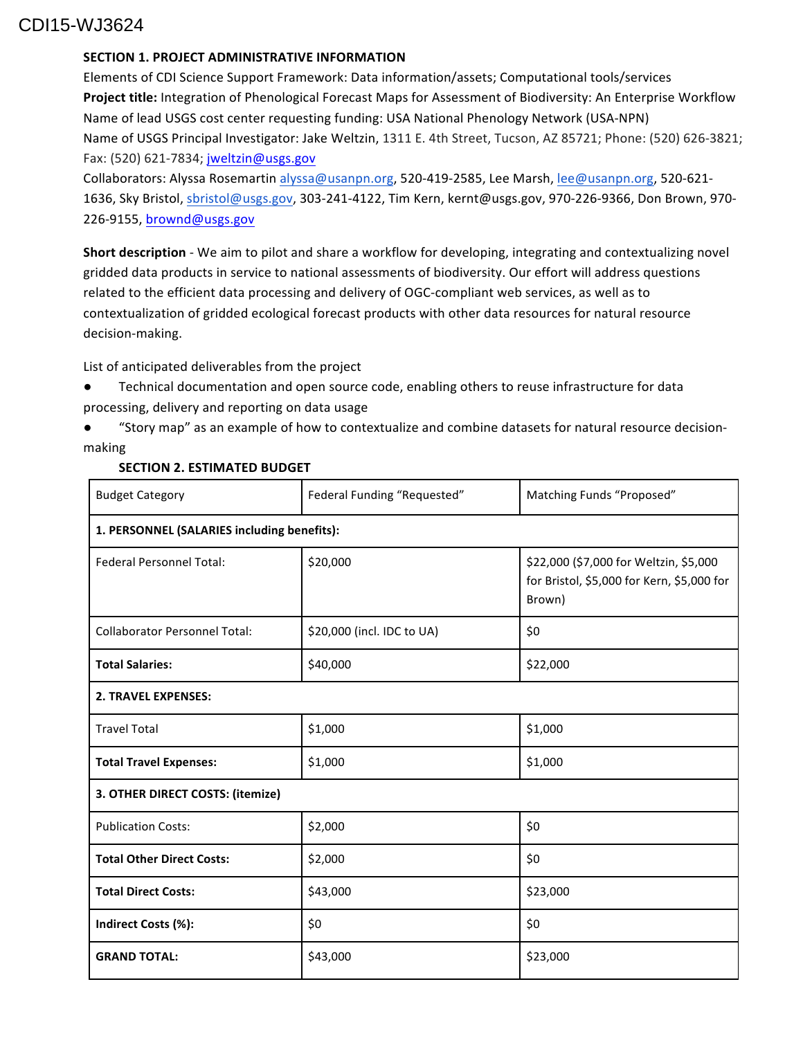CDI15-WJ3624

**SECTION 1. PROJECT ADMINISTRATIVE INFORMATION**

Elements of CDI Science Support Framework: Data information/assets; Computational tools/services

**Project title:** Integration of Phenological Forecast Maps for Assessment of Biodiversity: An Enterprise Workflow

Name of lead USGS cost center requesting funding: USA National Phenology Network (USA-NPN)

Name of USGS Principal Investigator: Jake Weltzin, 1311 E. 4th Street, Tucson, AZ 85721; Phone: (520) 626-3821; Fax: (520) 621-7834; jweltzin@usgs.gov

Collaborators: Alyssa Rosemartin alyssa@usanpn.org, 520-419-2585, Lee Marsh, lee@usanpn.org, 520-621-1636, Sky Bristol, sbristol@usgs.gov, 303-241-4122, Tim Kern, kernt@usgs.gov, 970-226-9366, Don Brown, 970-226-9155, brownd@usgs.gov

**Short description** - We aim to pilot and share a workflow for developing, integrating and contextualizing novel gridded data products in service to national assessments of biodiversity. Our effort will address questions related to the efficient data processing and delivery of OGC-compliant web services, as well as to contextualization of gridded ecological forecast products with other data resources for natural resource decision-making.

List of anticipated deliverables from the project

- Technical documentation and open source code, enabling others to reuse infrastructure for data processing, delivery and reporting on data usage
- "Story map" as an example of how to contextualize and combine datasets for natural resource decision-making

**SECTION 2. ESTIMATED BUDGET**

| Budget Category | Federal Funding "Requested" | Matching Funds "Proposed" |
|---|---|---|
| **1. PERSONNEL (SALARIES including benefits):** | | |
| Federal Personnel Total: | $20,000 | $22,000 ($7,000 for Weltzin, $5,000 for Bristol, $5,000 for Kern, $5,000 for Brown) |
| Collaborator Personnel Total: | $20,000 (incl. IDC to UA) | $0 |
| **Total Salaries:** | $40,000 | $22,000 |
| **2. TRAVEL EXPENSES:** | | |
| Travel Total | $1,000 | $1,000 |
| **Total Travel Expenses:** | $1,000 | $1,000 |
| **3. OTHER DIRECT COSTS: (itemize)** | | |
| Publication Costs: | $2,000 | $0 |
| **Total Other Direct Costs:** | $2,000 | $0 |
| **Total Direct Costs:** | $43,000 | $23,000 |
| **Indirect Costs (%):** | $0 | $0 |
| **GRAND TOTAL:** | $43,000 | $23,000 |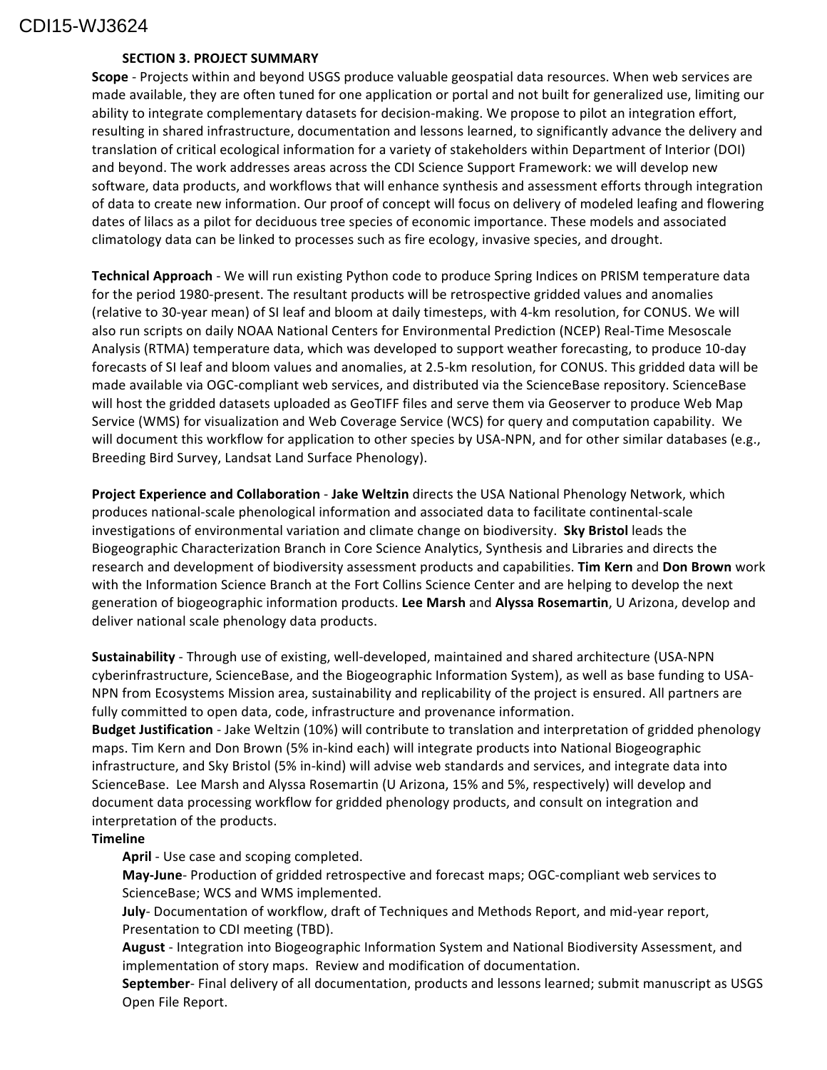## SECTION 3. PROJECT SUMMARY

**Scope** - Projects within and beyond USGS produce valuable geospatial data resources. When web services are made available, they are often tuned for one application or portal and not built for generalized use, limiting our ability to integrate complementary datasets for decision-making. We propose to pilot an integration effort, resulting in shared infrastructure, documentation and lessons learned, to significantly advance the delivery and translation of critical ecological information for a variety of stakeholders within Department of Interior (DOI) and beyond. The work addresses areas across the CDI Science Support Framework: we will develop new software, data products, and workflows that will enhance synthesis and assessment efforts through integration of data to create new information. Our proof of concept will focus on delivery of modeled leafing and flowering dates of lilacs as a pilot for deciduous tree species of economic importance. These models and associated climatology data can be linked to processes such as fire ecology, invasive species, and drought.

**Technical Approach** - We will run existing Python code to produce Spring Indices on PRISM temperature data for the period 1980-present. The resultant products will be retrospective gridded values and anomalies (relative to 30-year mean) of SI leaf and bloom at daily timesteps, with 4-km resolution, for CONUS. We will also run scripts on daily NOAA National Centers for Environmental Prediction (NCEP) Real-Time Mesoscale Analysis (RTMA) temperature data, which was developed to support weather forecasting, to produce 10-day forecasts of SI leaf and bloom values and anomalies, at 2.5-km resolution, for CONUS. This gridded data will be made available via OGC-compliant web services, and distributed via the ScienceBase repository. ScienceBase will host the gridded datasets uploaded as GeoTIFF files and serve them via Geoserver to produce Web Map Service (WMS) for visualization and Web Coverage Service (WCS) for query and computation capability. We will document this workflow for application to other species by USA-NPN, and for other similar databases (e.g., Breeding Bird Survey, Landsat Land Surface Phenology).

**Project Experience and Collaboration** - **Jake Weltzin** directs the USA National Phenology Network, which produces national-scale phenological information and associated data to facilitate continental-scale investigations of environmental variation and climate change on biodiversity. **Sky Bristol** leads the Biogeographic Characterization Branch in Core Science Analytics, Synthesis and Libraries and directs the research and development of biodiversity assessment products and capabilities. **Tim Kern** and **Don Brown** work with the Information Science Branch at the Fort Collins Science Center and are helping to develop the next generation of biogeographic information products. **Lee Marsh** and **Alyssa Rosemartin**, U Arizona, develop and deliver national scale phenology data products.

**Sustainability** - Through use of existing, well-developed, maintained and shared architecture (USA-NPN cyberinfrastructure, ScienceBase, and the Biogeographic Information System), as well as base funding to USA-NPN from Ecosystems Mission area, sustainability and replicability of the project is ensured. All partners are fully committed to open data, code, infrastructure and provenance information.

**Budget Justification** - Jake Weltzin (10%) will contribute to translation and interpretation of gridded phenology maps. Tim Kern and Don Brown (5% in-kind each) will integrate products into National Biogeographic infrastructure, and Sky Bristol (5% in-kind) will advise web standards and services, and integrate data into ScienceBase. Lee Marsh and Alyssa Rosemartin (U Arizona, 15% and 5%, respectively) will develop and document data processing workflow for gridded phenology products, and consult on integration and interpretation of the products.

**Timeline**

- **April** - Use case and scoping completed.
- **May-June**- Production of gridded retrospective and forecast maps; OGC-compliant web services to ScienceBase; WCS and WMS implemented.
- **July**- Documentation of workflow, draft of Techniques and Methods Report, and mid-year report, Presentation to CDI meeting (TBD).
- **August** - Integration into Biogeographic Information System and National Biodiversity Assessment, and implementation of story maps. Review and modification of documentation.
- **September**- Final delivery of all documentation, products and lessons learned; submit manuscript as USGS Open File Report.